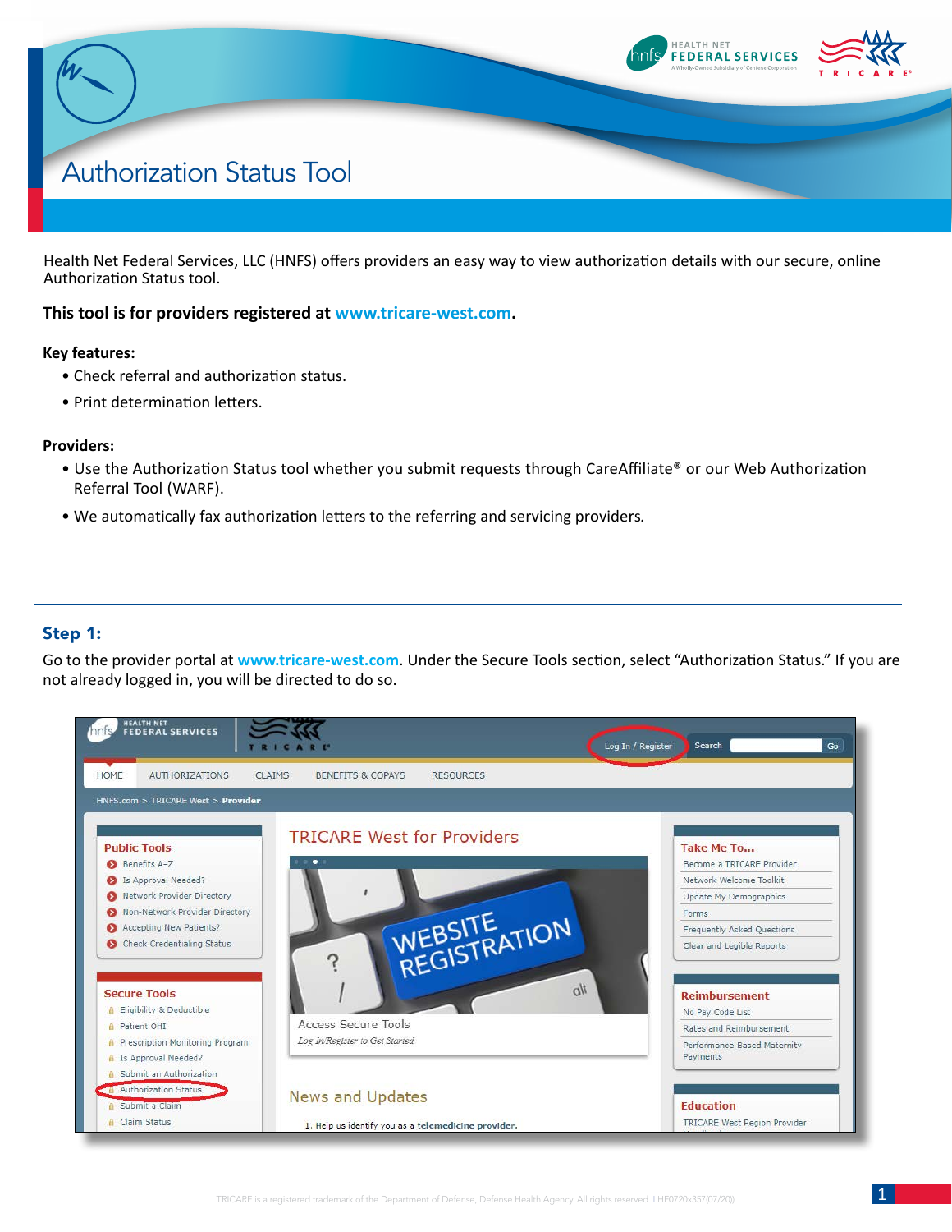# Authorization Status Tool

Health Net Federal Services, LLC (HNFS) offers providers an easy way to view authorization details with our secure, online Authorization Status tool.

**This tool is for providers registered at www.tricare-west.com.**

**Key features:**

- Check referral and authorization status.
- Print determination letters.

**Providers:**

- Use the Authorization Status tool whether you submit requests through CareAffiliate® or our Web Authorization Referral Tool (WARF).
- We automatically fax authorization letters to the referring and servicing providers.

## Step 1:

Go to the provider portal at **www.tricare-west.com**. Under the Secure Tools section, select "Authorization Status." If you are not already logged in, you will be directed to do so.

TRICARE is a registered trademark of the Department of Defense, Defense Health Agency. All rights reserved. I HF0720x357(07/20)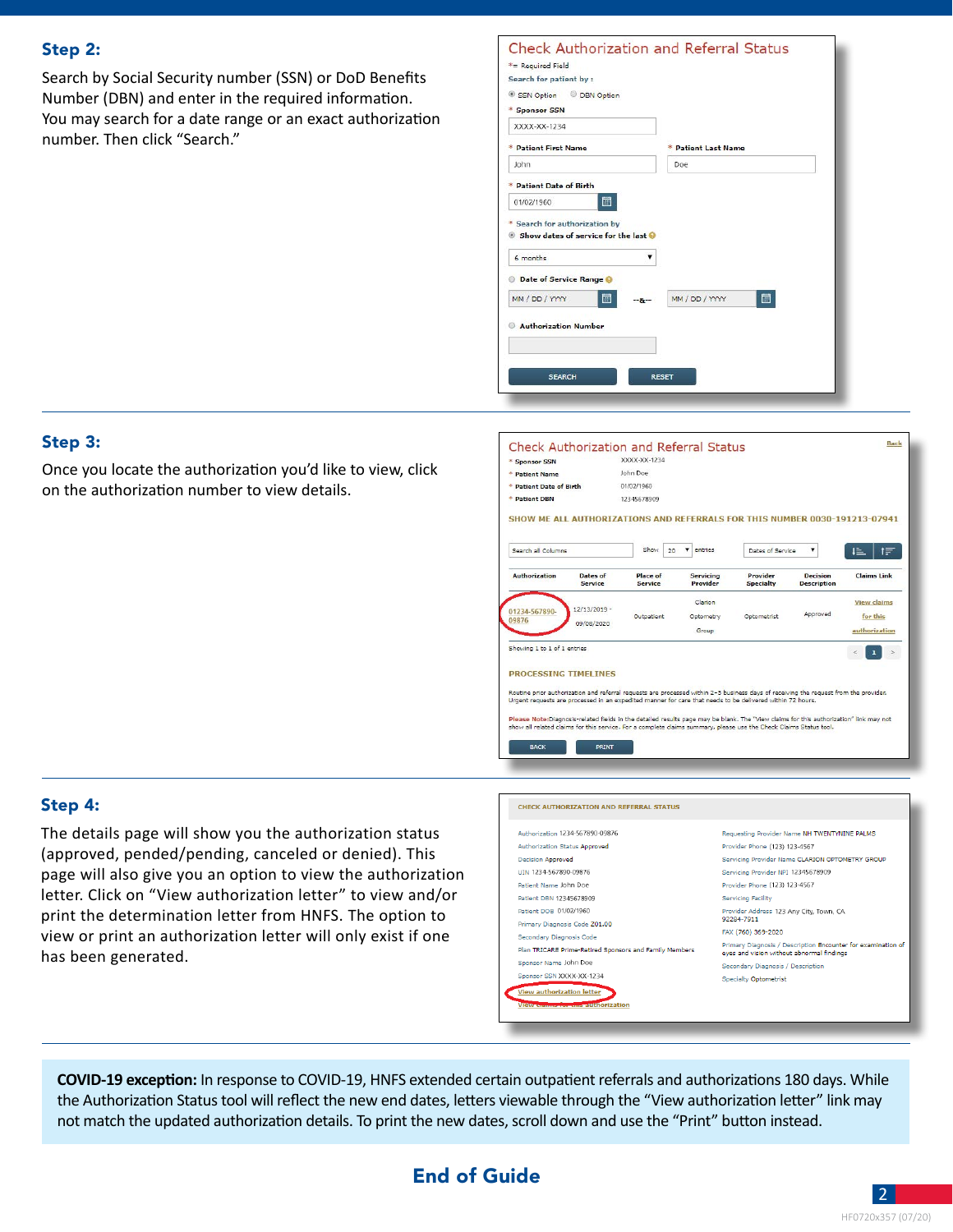## Step 2:

Search by Social Security number (SSN) or DoD Benefits Number (DBN) and enter in the required information. You may search for a date range or an exact authorization number. Then click "Search."

Check Authorization and Referral Status

*= Required Field

Search for patient by :

SSN Option   DBN Option

\* Sponsor SSN

XXXX-XX-1234

\* Patient First Name

John

\* Patient Last Name

Doe

\* Patient Date of Birth

01/02/1960

\* Search for authorization by

Show dates of service for the last

6 months

Date of Service Range

MM / DD / YYYY --&-- MM / DD / YYYY

Authorization Number

SEARCH   RESET

## Step 3:

Once you locate the authorization you'd like to view, click on the authorization number to view details.

Check Authorization and Referral Status

Back

\* Sponsor SSN XXXX-XX-1234

\* Patient Name John Doe

\* Patient Date of Birth 01/02/1960

\* Patient DBN 12345678909

SHOW ME ALL AUTHORIZATIONS AND REFERRALS FOR THIS NUMBER 0030-191213-07941

Search all Columns   Show 20 entries   Dates of Service

| Authorization | Dates of Service | Place of Service | Servicing Provider | Provider Specialty | Decision Description | Claims Link |
|---|---|---|---|---|---|---|
| 01234-567890-09876 | 12/13/2019 - 09/08/2020 | Outpatient | Clarion Optometry Group | Optometrist | Approved | View claims for this authorization |

Showing 1 to 1 of 1 entries

PROCESSING TIMELINES

Routine prior authorization and referral requests are processed within 2–5 business days of receiving the request from the provider. Urgent requests are processed in an expedited manner for care that needs to be delivered within 72 hours.

Please Note: Diagnosis-related fields in the detailed results page may be blank. The "View claims for this authorization" link may not show all related claims for this service. For a complete claims summary, please use the Check Claims Status tool.

BACK   PRINT

## Step 4:

The details page will show you the authorization status (approved, pended/pending, canceled or denied). This page will also give you an option to view the authorization letter. Click on "View authorization letter" to view and/or print the determination letter from HNFS. The option to view or print an authorization letter will only exist if one has been generated.

CHECK AUTHORIZATION AND REFERRAL STATUS

Authorization 1234-567890-09876
Authorization Status Approved
Decision Approved
UIN 1234-567890-09876
Patient Name John Doe
Patient DBN 12345678909
Patient DOB 01/02/1960
Primary Diagnosis Code 201.00
Secondary Diagnosis Code
Plan TRICARE Prime-Retired Sponsors and Family Members
Sponsor Name John Doe
Sponsor SSN XXXX-XX-1234
View authorization letter
View claims for this authorization

Requesting Provider Name NH TWENTYNINE PALMS
Provider Phone (123) 123-4567
Servicing Provider Name CLARION OPTOMETRY GROUP
Servicing Provider NPI 12345678909
Provider Phone (123) 123-4567
Servicing Facility
Provider Address 123 Any City, Town, CA 92284-7911
FAX (760) 369-2020
Primary Diagnosis / Description Encounter for examination of eyes and vision without abnormal findings
Secondary Diagnosis / Description
Specialty Optometrist

**COVID-19 exception:** In response to COVID-19, HNFS extended certain outpatient referrals and authorizations 180 days. While the Authorization Status tool will reflect the new end dates, letters viewable through the "View authorization letter" link may not match the updated authorization details. To print the new dates, scroll down and use the "Print" button instead.

**End of Guide**

HF0720x357 (07/20)